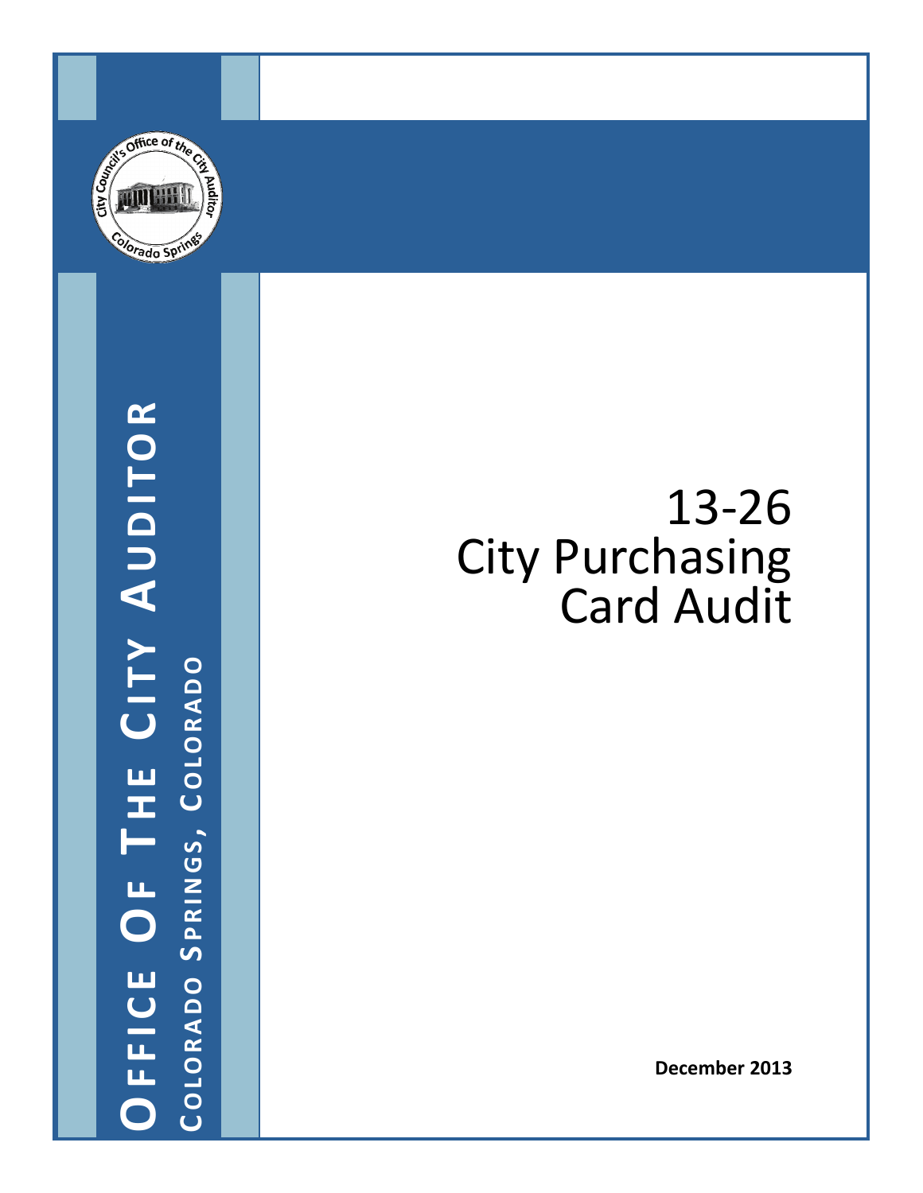**Office Of The City Auditor**

**Colorado Springs, Colorado**

# 13-26 City Purchasing Card Audit

**December 2013**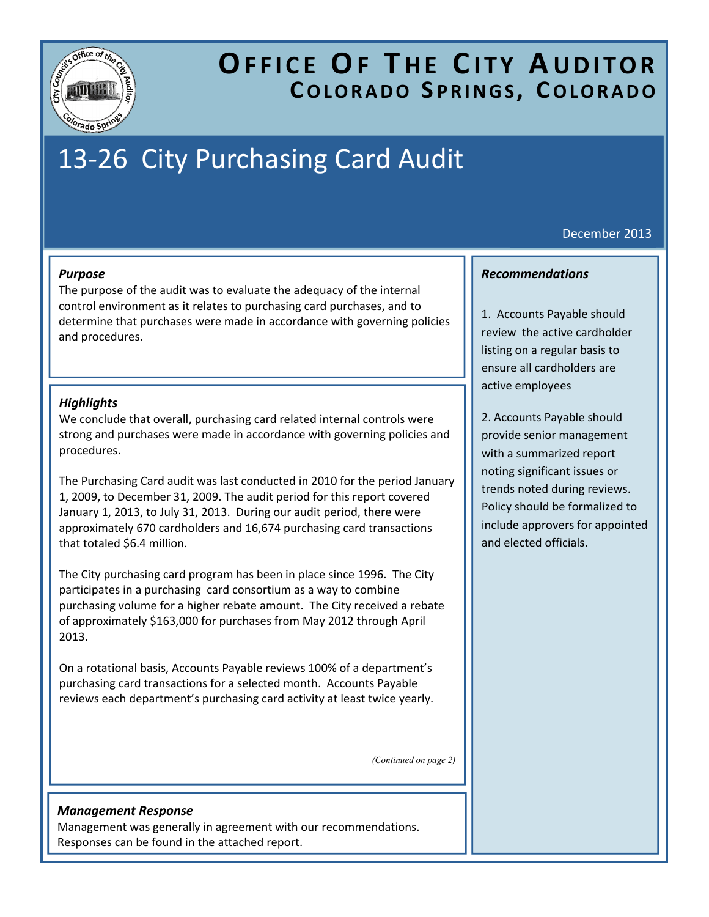# OFFICE OF THE CITY AUDITOR
## COLORADO SPRINGS, COLORADO

# 13-26 City Purchasing Card Audit

December 2013

### *Purpose*

The purpose of the audit was to evaluate the adequacy of the internal control environment as it relates to purchasing card purchases, and to determine that purchases were made in accordance with governing policies and procedures.

### *Highlights*

We conclude that overall, purchasing card related internal controls were strong and purchases were made in accordance with governing policies and procedures.

The Purchasing Card audit was last conducted in 2010 for the period January 1, 2009, to December 31, 2009. The audit period for this report covered January 1, 2013, to July 31, 2013. During our audit period, there were approximately 670 cardholders and 16,674 purchasing card transactions that totaled $6.4 million.

The City purchasing card program has been in place since 1996. The City participates in a purchasing card consortium as a way to combine purchasing volume for a higher rebate amount. The City received a rebate of approximately $163,000 for purchases from May 2012 through April 2013.

On a rotational basis, Accounts Payable reviews 100% of a department's purchasing card transactions for a selected month. Accounts Payable reviews each department's purchasing card activity at least twice yearly.

*(Continued on page 2)*

### *Management Response*

Management was generally in agreement with our recommendations. Responses can be found in the attached report.

### *Recommendations*

1. Accounts Payable should review the active cardholder listing on a regular basis to ensure all cardholders are active employees

2. Accounts Payable should provide senior management with a summarized report noting significant issues or trends noted during reviews. Policy should be formalized to include approvers for appointed and elected officials.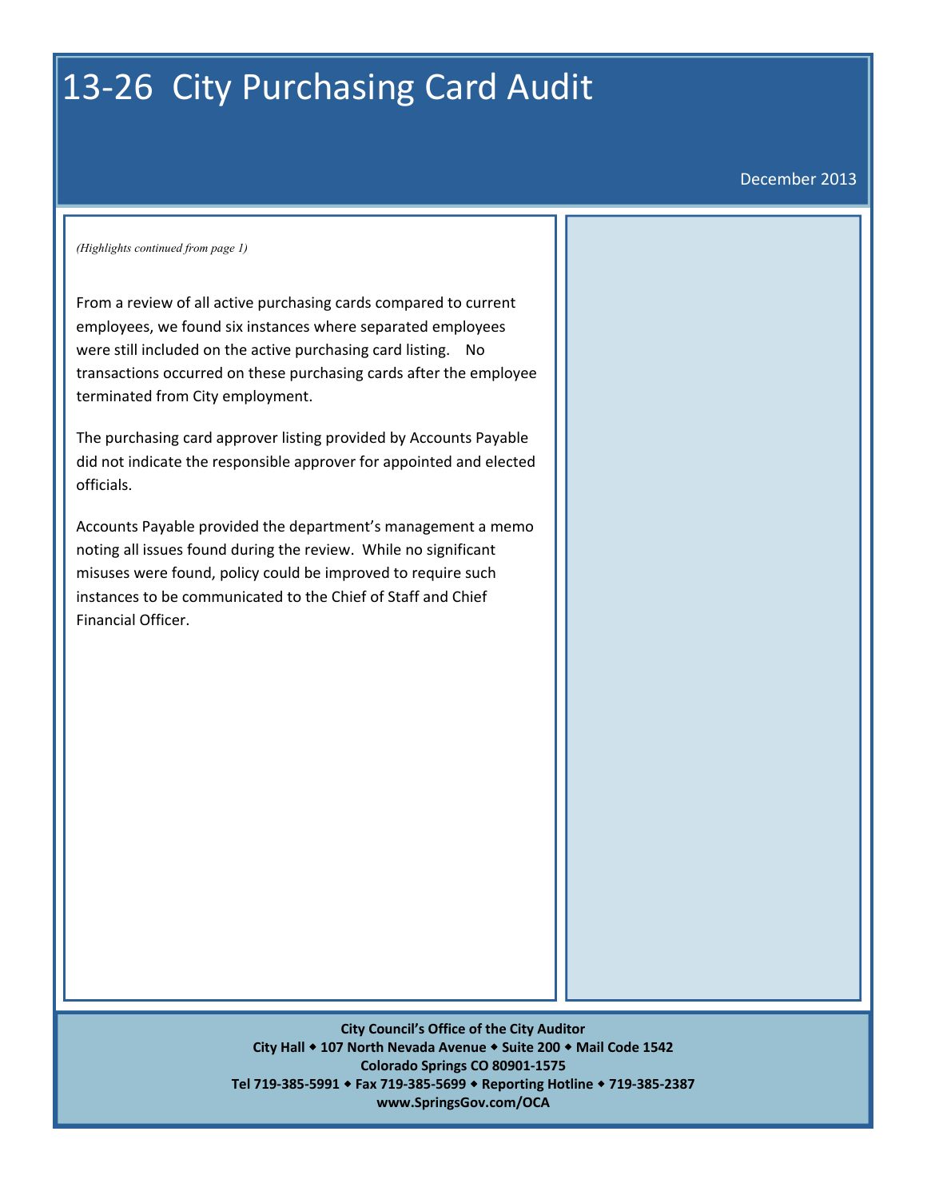# 13-26 City Purchasing Card Audit

December 2013

*(Highlights continued from page 1)*

From a review of all active purchasing cards compared to current employees, we found six instances where separated employees were still included on the active purchasing card listing. No transactions occurred on these purchasing cards after the employee terminated from City employment.

The purchasing card approver listing provided by Accounts Payable did not indicate the responsible approver for appointed and elected officials.

Accounts Payable provided the department's management a memo noting all issues found during the review. While no significant misuses were found, policy could be improved to require such instances to be communicated to the Chief of Staff and Chief Financial Officer.

**City Council's Office of the City Auditor**
**City Hall ◆ 107 North Nevada Avenue ◆ Suite 200 ◆ Mail Code 1542**
**Colorado Springs CO 80901-1575**
**Tel 719-385-5991 ◆ Fax 719-385-5699 ◆ Reporting Hotline ◆ 719-385-2387**
**www.SpringsGov.com/OCA**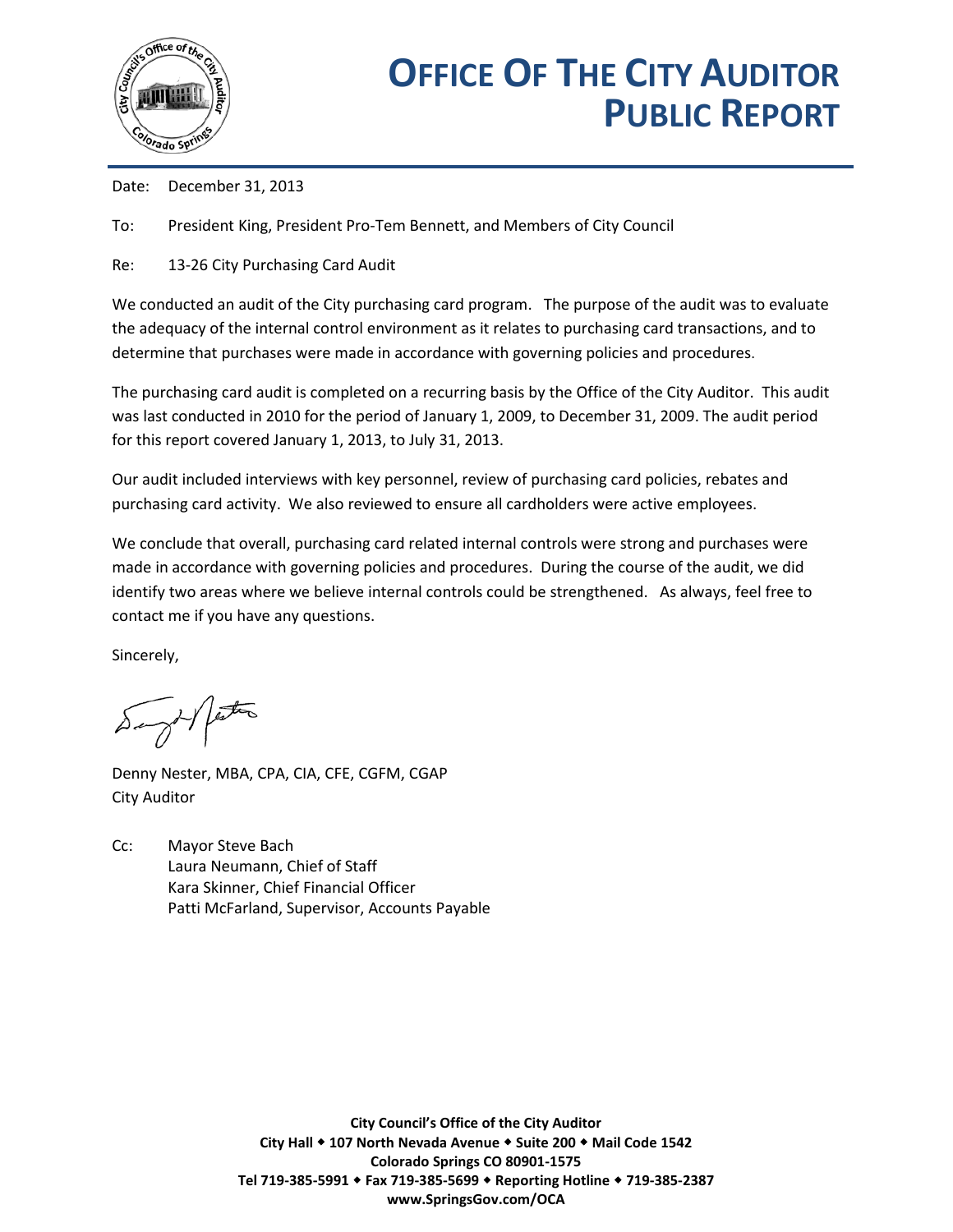# OFFICE OF THE CITY AUDITOR PUBLIC REPORT

Date: December 31, 2013

To: President King, President Pro-Tem Bennett, and Members of City Council

Re: 13-26 City Purchasing Card Audit

We conducted an audit of the City purchasing card program. The purpose of the audit was to evaluate the adequacy of the internal control environment as it relates to purchasing card transactions, and to determine that purchases were made in accordance with governing policies and procedures.

The purchasing card audit is completed on a recurring basis by the Office of the City Auditor. This audit was last conducted in 2010 for the period of January 1, 2009, to December 31, 2009. The audit period for this report covered January 1, 2013, to July 31, 2013.

Our audit included interviews with key personnel, review of purchasing card policies, rebates and purchasing card activity. We also reviewed to ensure all cardholders were active employees.

We conclude that overall, purchasing card related internal controls were strong and purchases were made in accordance with governing policies and procedures. During the course of the audit, we did identify two areas where we believe internal controls could be strengthened. As always, feel free to contact me if you have any questions.

Sincerely,

Denny Nester, MBA, CPA, CIA, CFE, CGFM, CGAP
City Auditor

Cc: Mayor Steve Bach
Laura Neumann, Chief of Staff
Kara Skinner, Chief Financial Officer
Patti McFarland, Supervisor, Accounts Payable

**City Council's Office of the City Auditor**
**City Hall ◆ 107 North Nevada Avenue ◆ Suite 200 ◆ Mail Code 1542**
**Colorado Springs CO 80901-1575**
**Tel 719-385-5991 ◆ Fax 719-385-5699 ◆ Reporting Hotline ◆ 719-385-2387**
**www.SpringsGov.com/OCA**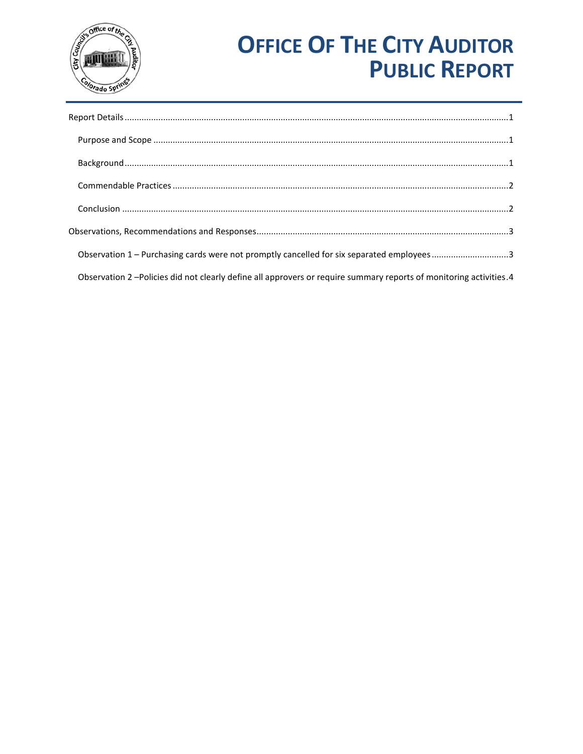# OFFICE OF THE CITY AUDITOR PUBLIC REPORT

Report Details .......... 1

- Purpose and Scope .......... 1
- Background .......... 1
- Commendable Practices .......... 2
- Conclusion .......... 2

Observations, Recommendations and Responses .......... 3

- Observation 1 – Purchasing cards were not promptly cancelled for six separated employees .......... 3
- Observation 2 –Policies did not clearly define all approvers or require summary reports of monitoring activities .......... 4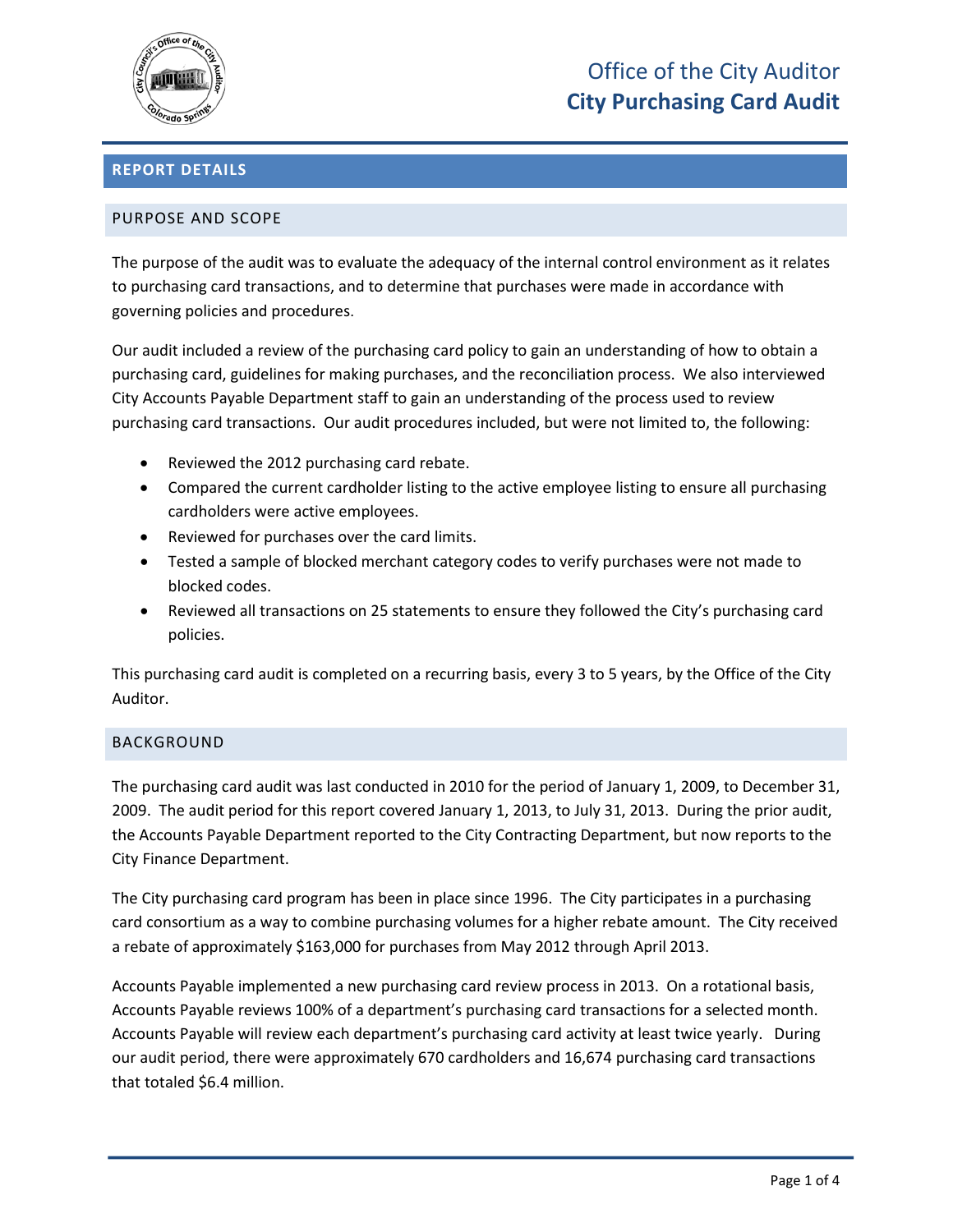# Office of the City Auditor
# City Purchasing Card Audit

## REPORT DETAILS

### PURPOSE AND SCOPE

The purpose of the audit was to evaluate the adequacy of the internal control environment as it relates to purchasing card transactions, and to determine that purchases were made in accordance with governing policies and procedures.

Our audit included a review of the purchasing card policy to gain an understanding of how to obtain a purchasing card, guidelines for making purchases, and the reconciliation process. We also interviewed City Accounts Payable Department staff to gain an understanding of the process used to review purchasing card transactions. Our audit procedures included, but were not limited to, the following:

- Reviewed the 2012 purchasing card rebate.
- Compared the current cardholder listing to the active employee listing to ensure all purchasing cardholders were active employees.
- Reviewed for purchases over the card limits.
- Tested a sample of blocked merchant category codes to verify purchases were not made to blocked codes.
- Reviewed all transactions on 25 statements to ensure they followed the City's purchasing card policies.

This purchasing card audit is completed on a recurring basis, every 3 to 5 years, by the Office of the City Auditor.

### BACKGROUND

The purchasing card audit was last conducted in 2010 for the period of January 1, 2009, to December 31, 2009. The audit period for this report covered January 1, 2013, to July 31, 2013. During the prior audit, the Accounts Payable Department reported to the City Contracting Department, but now reports to the City Finance Department.

The City purchasing card program has been in place since 1996. The City participates in a purchasing card consortium as a way to combine purchasing volumes for a higher rebate amount. The City received a rebate of approximately $163,000 for purchases from May 2012 through April 2013.

Accounts Payable implemented a new purchasing card review process in 2013. On a rotational basis, Accounts Payable reviews 100% of a department's purchasing card transactions for a selected month. Accounts Payable will review each department's purchasing card activity at least twice yearly. During our audit period, there were approximately 670 cardholders and 16,674 purchasing card transactions that totaled $6.4 million.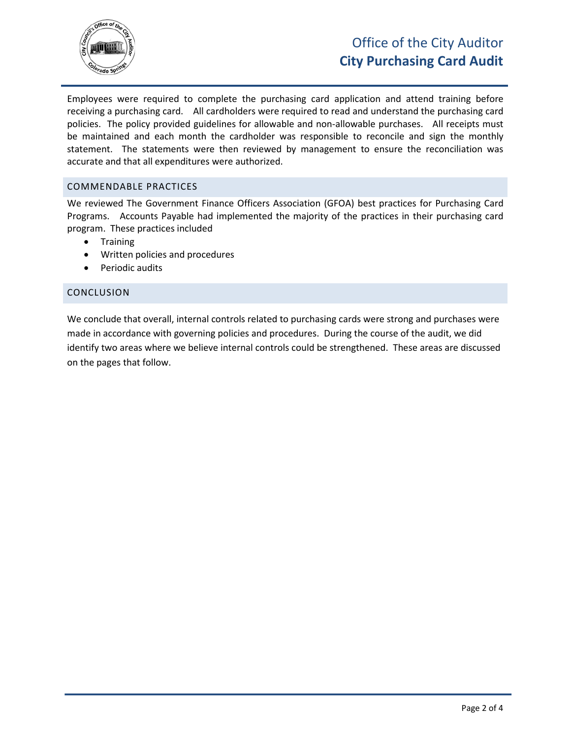Employees were required to complete the purchasing card application and attend training before receiving a purchasing card. All cardholders were required to read and understand the purchasing card policies. The policy provided guidelines for allowable and non-allowable purchases. All receipts must be maintained and each month the cardholder was responsible to reconcile and sign the monthly statement. The statements were then reviewed by management to ensure the reconciliation was accurate and that all expenditures were authorized.

## COMMENDABLE PRACTICES

We reviewed The Government Finance Officers Association (GFOA) best practices for Purchasing Card Programs. Accounts Payable had implemented the majority of the practices in their purchasing card program. These practices included

- Training
- Written policies and procedures
- Periodic audits

## CONCLUSION

We conclude that overall, internal controls related to purchasing cards were strong and purchases were made in accordance with governing policies and procedures. During the course of the audit, we did identify two areas where we believe internal controls could be strengthened. These areas are discussed on the pages that follow.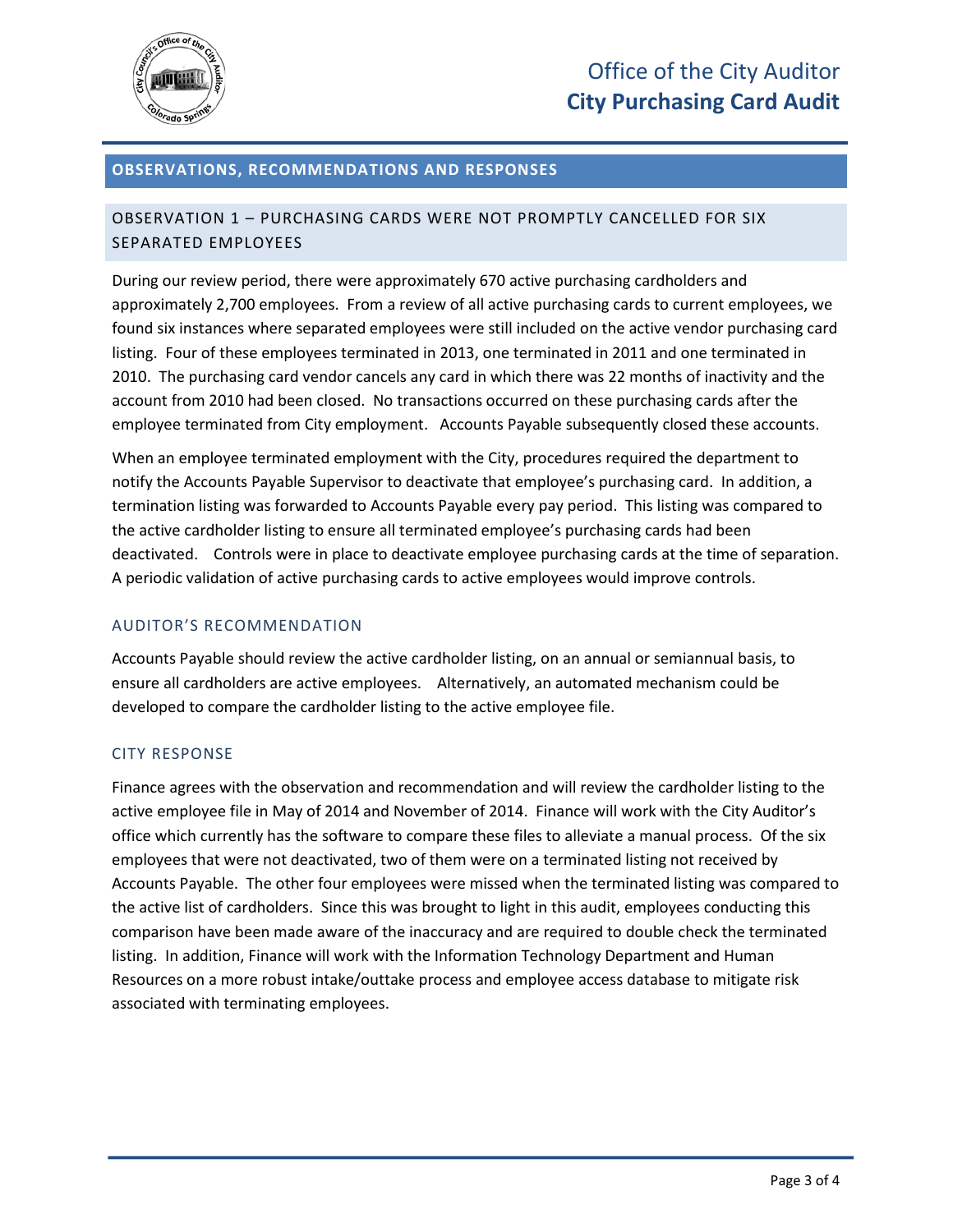## OBSERVATIONS, RECOMMENDATIONS AND RESPONSES

### OBSERVATION 1 – PURCHASING CARDS WERE NOT PROMPTLY CANCELLED FOR SIX SEPARATED EMPLOYEES

During our review period, there were approximately 670 active purchasing cardholders and approximately 2,700 employees. From a review of all active purchasing cards to current employees, we found six instances where separated employees were still included on the active vendor purchasing card listing. Four of these employees terminated in 2013, one terminated in 2011 and one terminated in 2010. The purchasing card vendor cancels any card in which there was 22 months of inactivity and the account from 2010 had been closed. No transactions occurred on these purchasing cards after the employee terminated from City employment. Accounts Payable subsequently closed these accounts.

When an employee terminated employment with the City, procedures required the department to notify the Accounts Payable Supervisor to deactivate that employee's purchasing card. In addition, a termination listing was forwarded to Accounts Payable every pay period. This listing was compared to the active cardholder listing to ensure all terminated employee's purchasing cards had been deactivated. Controls were in place to deactivate employee purchasing cards at the time of separation. A periodic validation of active purchasing cards to active employees would improve controls.

#### AUDITOR'S RECOMMENDATION

Accounts Payable should review the active cardholder listing, on an annual or semiannual basis, to ensure all cardholders are active employees. Alternatively, an automated mechanism could be developed to compare the cardholder listing to the active employee file.

#### CITY RESPONSE

Finance agrees with the observation and recommendation and will review the cardholder listing to the active employee file in May of 2014 and November of 2014. Finance will work with the City Auditor's office which currently has the software to compare these files to alleviate a manual process. Of the six employees that were not deactivated, two of them were on a terminated listing not received by Accounts Payable. The other four employees were missed when the terminated listing was compared to the active list of cardholders. Since this was brought to light in this audit, employees conducting this comparison have been made aware of the inaccuracy and are required to double check the terminated listing. In addition, Finance will work with the Information Technology Department and Human Resources on a more robust intake/outtake process and employee access database to mitigate risk associated with terminating employees.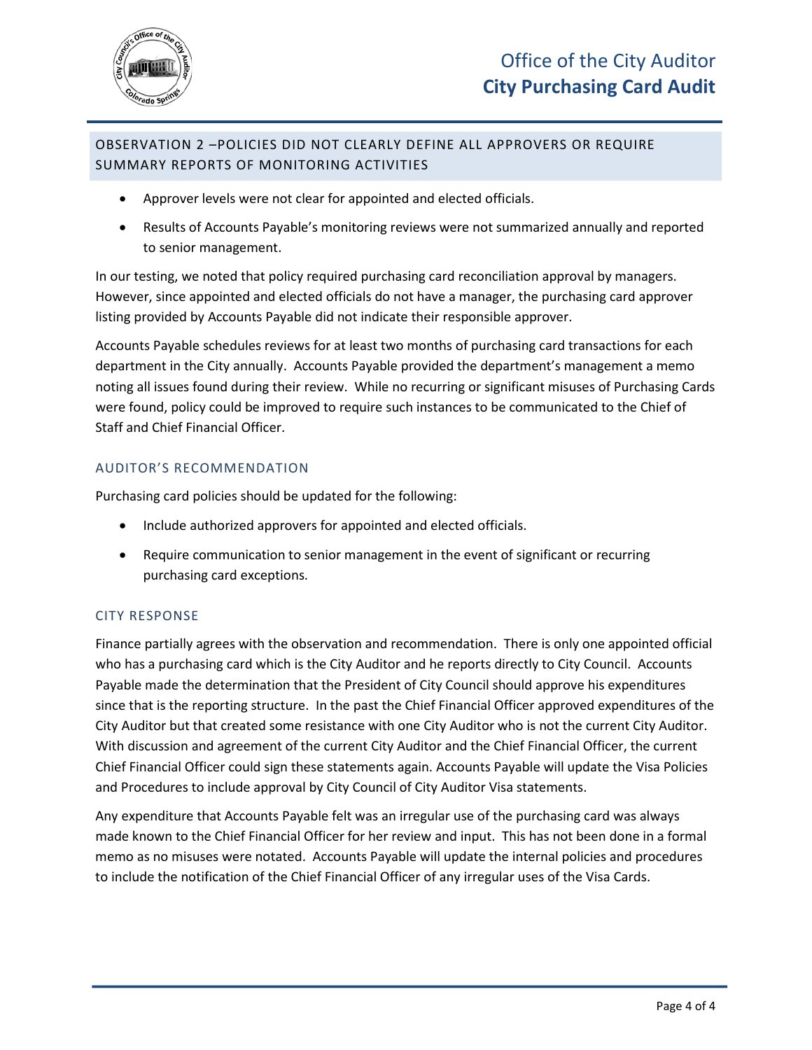## OBSERVATION 2 –POLICIES DID NOT CLEARLY DEFINE ALL APPROVERS OR REQUIRE SUMMARY REPORTS OF MONITORING ACTIVITIES

- Approver levels were not clear for appointed and elected officials.
- Results of Accounts Payable's monitoring reviews were not summarized annually and reported to senior management.

In our testing, we noted that policy required purchasing card reconciliation approval by managers. However, since appointed and elected officials do not have a manager, the purchasing card approver listing provided by Accounts Payable did not indicate their responsible approver.

Accounts Payable schedules reviews for at least two months of purchasing card transactions for each department in the City annually. Accounts Payable provided the department's management a memo noting all issues found during their review. While no recurring or significant misuses of Purchasing Cards were found, policy could be improved to require such instances to be communicated to the Chief of Staff and Chief Financial Officer.

### AUDITOR'S RECOMMENDATION

Purchasing card policies should be updated for the following:

- Include authorized approvers for appointed and elected officials.
- Require communication to senior management in the event of significant or recurring purchasing card exceptions.

### CITY RESPONSE

Finance partially agrees with the observation and recommendation. There is only one appointed official who has a purchasing card which is the City Auditor and he reports directly to City Council. Accounts Payable made the determination that the President of City Council should approve his expenditures since that is the reporting structure. In the past the Chief Financial Officer approved expenditures of the City Auditor but that created some resistance with one City Auditor who is not the current City Auditor. With discussion and agreement of the current City Auditor and the Chief Financial Officer, the current Chief Financial Officer could sign these statements again. Accounts Payable will update the Visa Policies and Procedures to include approval by City Council of City Auditor Visa statements.

Any expenditure that Accounts Payable felt was an irregular use of the purchasing card was always made known to the Chief Financial Officer for her review and input. This has not been done in a formal memo as no misuses were notated. Accounts Payable will update the internal policies and procedures to include the notification of the Chief Financial Officer of any irregular uses of the Visa Cards.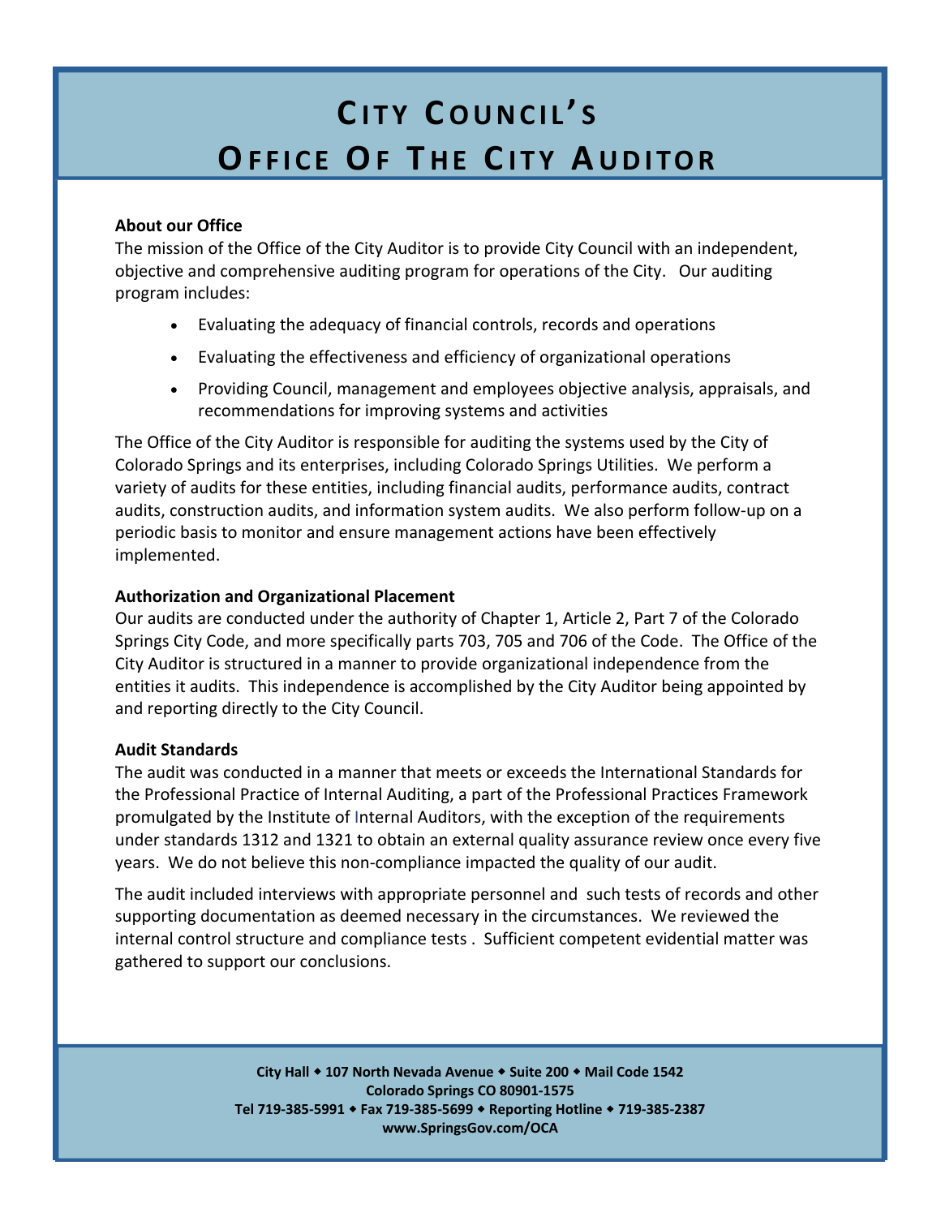# CITY COUNCIL'S OFFICE OF THE CITY AUDITOR

**About our Office**

The mission of the Office of the City Auditor is to provide City Council with an independent, objective and comprehensive auditing program for operations of the City. Our auditing program includes:

- Evaluating the adequacy of financial controls, records and operations
- Evaluating the effectiveness and efficiency of organizational operations
- Providing Council, management and employees objective analysis, appraisals, and recommendations for improving systems and activities

The Office of the City Auditor is responsible for auditing the systems used by the City of Colorado Springs and its enterprises, including Colorado Springs Utilities. We perform a variety of audits for these entities, including financial audits, performance audits, contract audits, construction audits, and information system audits. We also perform follow-up on a periodic basis to monitor and ensure management actions have been effectively implemented.

**Authorization and Organizational Placement**

Our audits are conducted under the authority of Chapter 1, Article 2, Part 7 of the Colorado Springs City Code, and more specifically parts 703, 705 and 706 of the Code. The Office of the City Auditor is structured in a manner to provide organizational independence from the entities it audits. This independence is accomplished by the City Auditor being appointed by and reporting directly to the City Council.

**Audit Standards**

The audit was conducted in a manner that meets or exceeds the International Standards for the Professional Practice of Internal Auditing, a part of the Professional Practices Framework promulgated by the Institute of Internal Auditors, with the exception of the requirements under standards 1312 and 1321 to obtain an external quality assurance review once every five years. We do not believe this non-compliance impacted the quality of our audit.

The audit included interviews with appropriate personnel and such tests of records and other supporting documentation as deemed necessary in the circumstances. We reviewed the internal control structure and compliance tests . Sufficient competent evidential matter was gathered to support our conclusions.

**City Hall ◆ 107 North Nevada Avenue ◆ Suite 200 ◆ Mail Code 1542**
**Colorado Springs CO 80901-1575**
**Tel 719-385-5991 ◆ Fax 719-385-5699 ◆ Reporting Hotline ◆ 719-385-2387**
**www.SpringsGov.com/OCA**